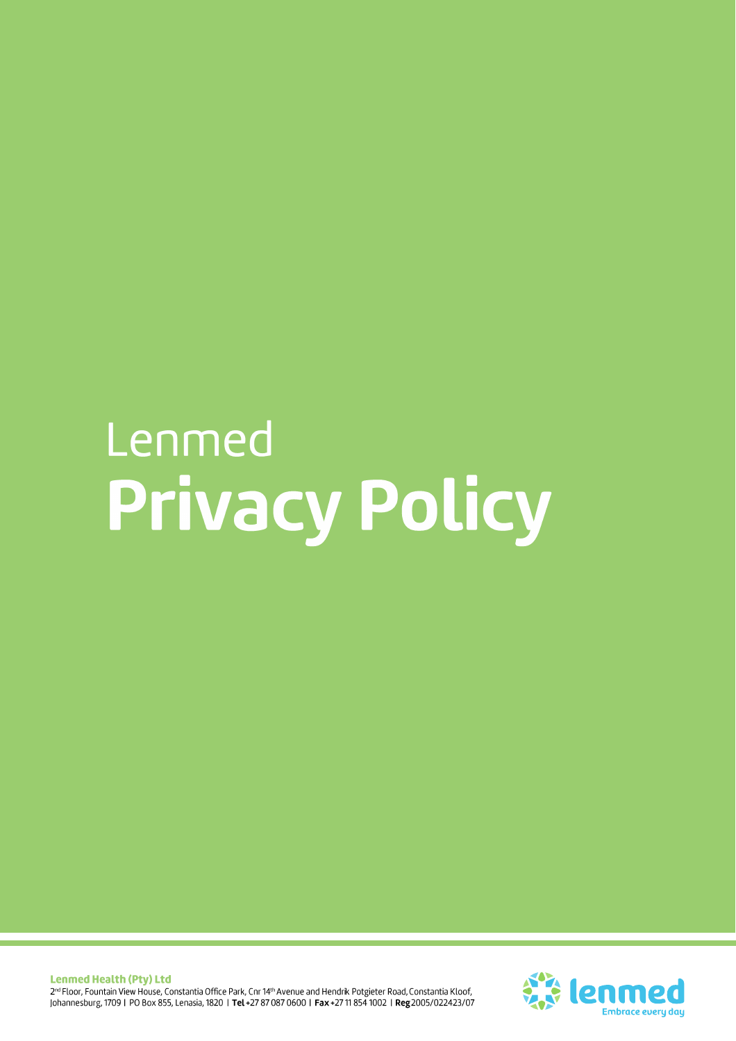# Lenmed
# Privacy Policy

**Lenmed Health (Pty) Ltd**
2[nd] Floor, Fountain View House, Constantia Office Park, Cnr 14[th] Avenue and Hendrik Potgieter Road, Constantia Kloof, Johannesburg, 1709 | PO Box 855, Lenasia, 1820 | **Tel** +27 87 087 0600 | **Fax** +27 11 854 1002 | **Reg** 2005/022423/07

lenmed
Embrace every day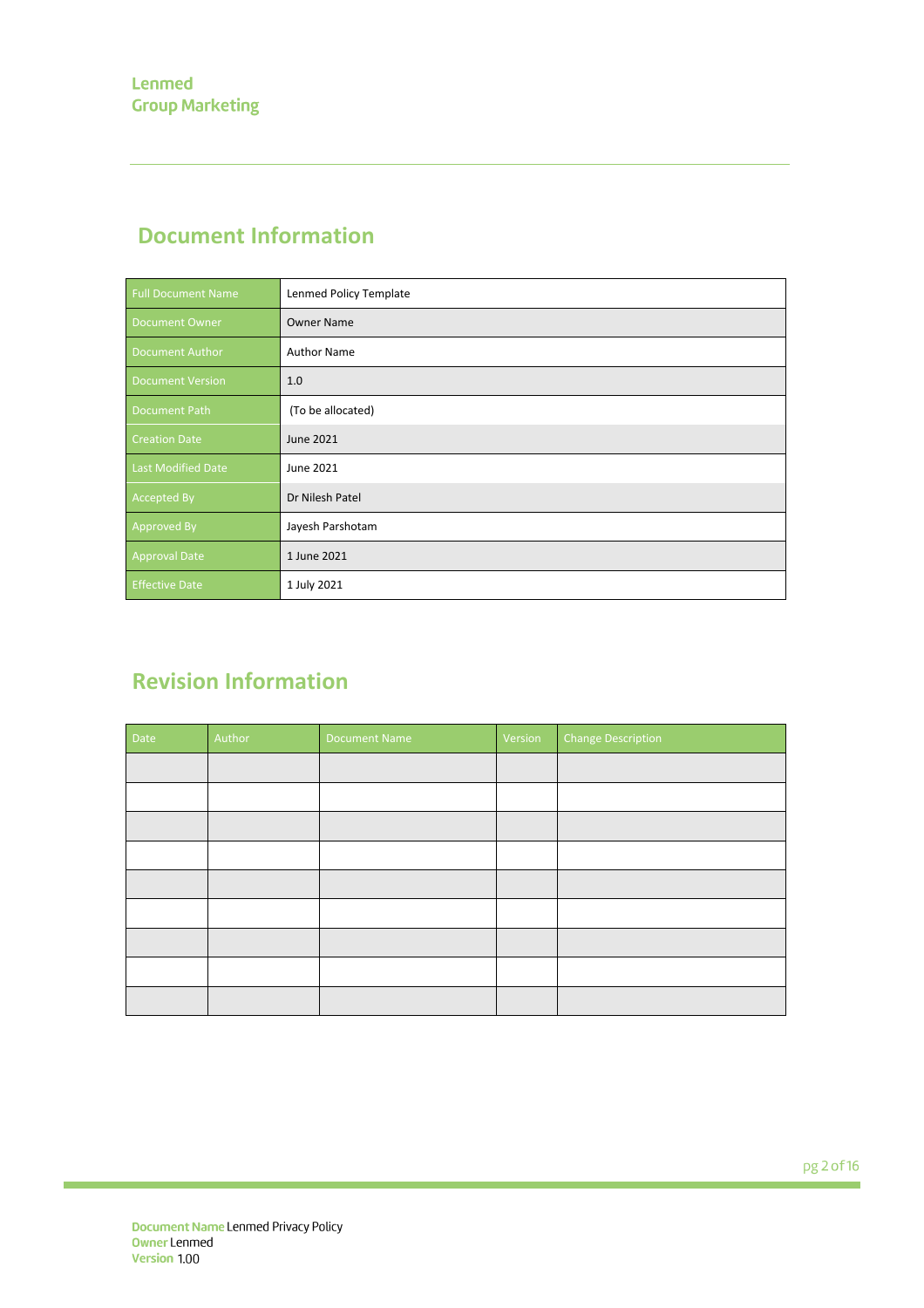## Document Information

| Full Document Name | Lenmed Policy Template |
|---|---|
| Document Owner | Owner Name |
| Document Author | Author Name |
| Document Version | 1.0 |
| Document Path | (To be allocated) |
| Creation Date | June 2021 |
| Last Modified Date | June 2021 |
| Accepted By | Dr Nilesh Patel |
| Approved By | Jayesh Parshotam |
| Approval Date | 1 June 2021 |
| Effective Date | 1 July 2021 |

## Revision Information

| Date | Author | Document Name | Version | Change Description |
|---|---|---|---|---|
| | | | | |
| | | | | |
| | | | | |
| | | | | |
| | | | | |
| | | | | |
| | | | | |
| | | | | |
| | | | | |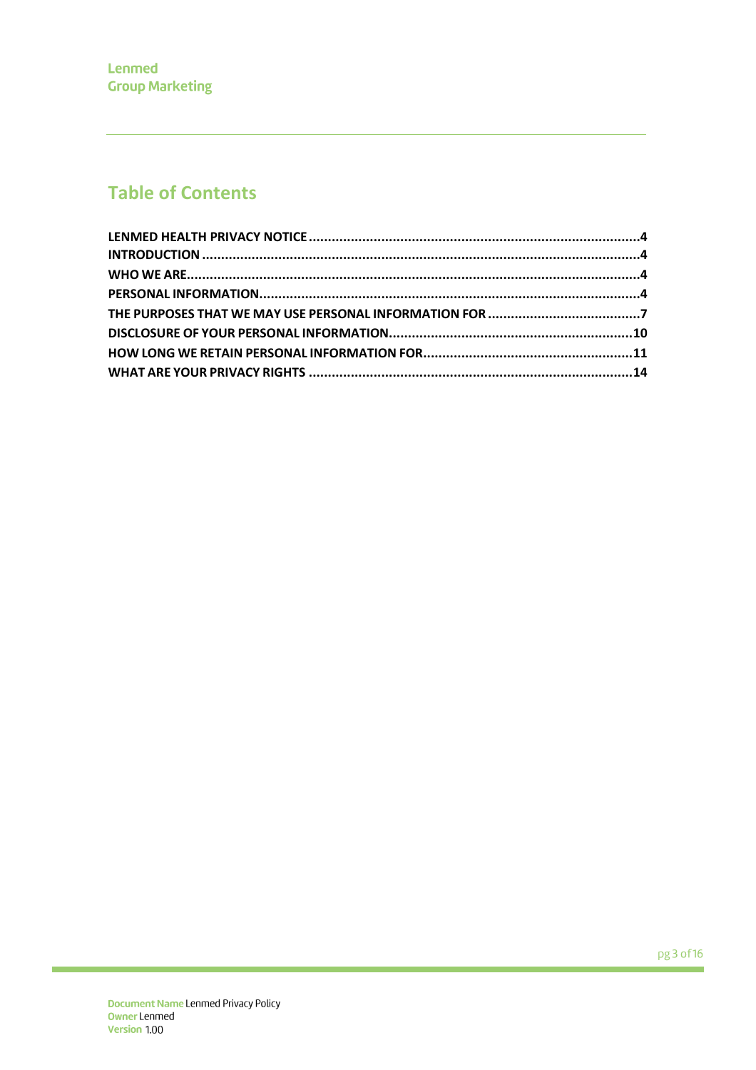# Table of Contents

**LENMED HEALTH PRIVACY NOTICE** .......... **4**
**INTRODUCTION** .......... **4**
**WHO WE ARE** .......... **4**
**PERSONAL INFORMATION** .......... **4**
**THE PURPOSES THAT WE MAY USE PERSONAL INFORMATION FOR** .......... **7**
**DISCLOSURE OF YOUR PERSONAL INFORMATION** .......... **10**
**HOW LONG WE RETAIN PERSONAL INFORMATION FOR** .......... **11**
**WHAT ARE YOUR PRIVACY RIGHTS** .......... **14**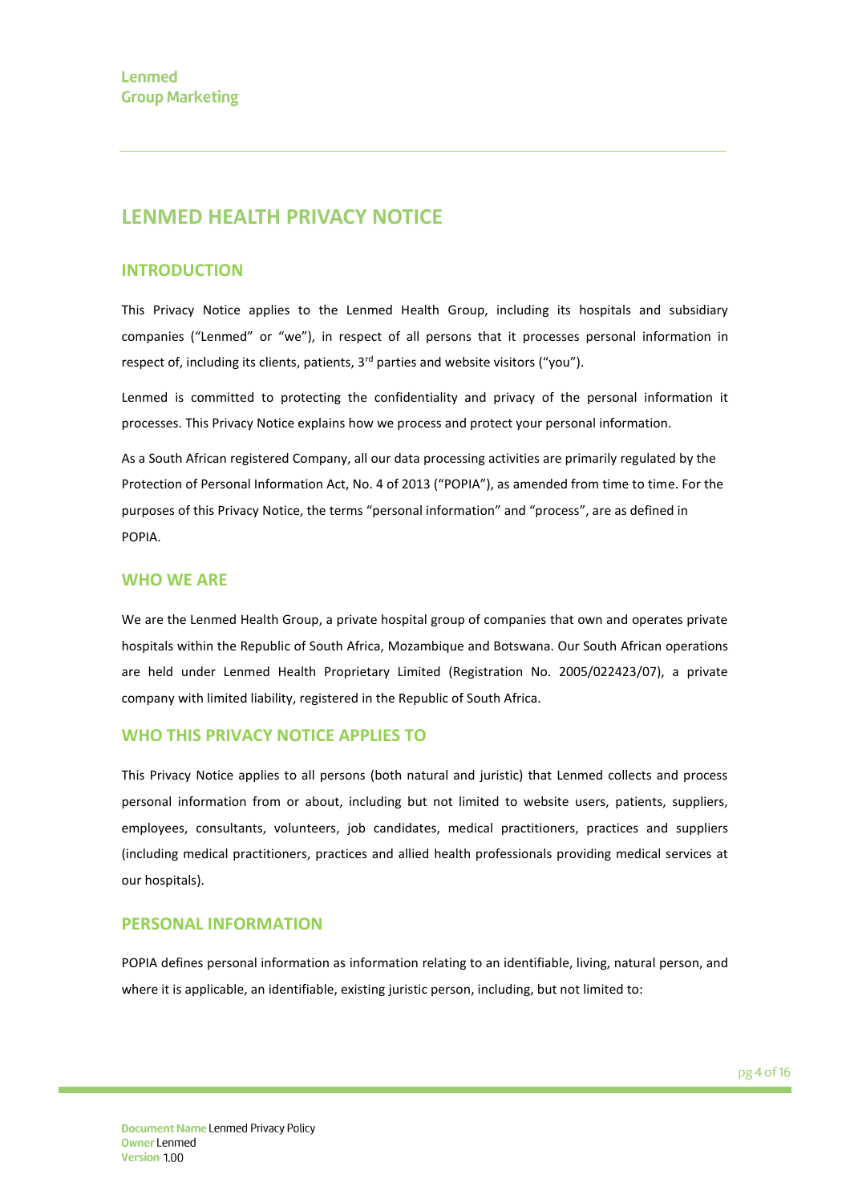# LENMED HEALTH PRIVACY NOTICE

## INTRODUCTION

This Privacy Notice applies to the Lenmed Health Group, including its hospitals and subsidiary companies ("Lenmed" or "we"), in respect of all persons that it processes personal information in respect of, including its clients, patients, 3rd parties and website visitors ("you").

Lenmed is committed to protecting the confidentiality and privacy of the personal information it processes. This Privacy Notice explains how we process and protect your personal information.

As a South African registered Company, all our data processing activities are primarily regulated by the Protection of Personal Information Act, No. 4 of 2013 ("POPIA"), as amended from time to time. For the purposes of this Privacy Notice, the terms "personal information" and "process", are as defined in POPIA.

## WHO WE ARE

We are the Lenmed Health Group, a private hospital group of companies that own and operates private hospitals within the Republic of South Africa, Mozambique and Botswana. Our South African operations are held under Lenmed Health Proprietary Limited (Registration No. 2005/022423/07), a private company with limited liability, registered in the Republic of South Africa.

## WHO THIS PRIVACY NOTICE APPLIES TO

This Privacy Notice applies to all persons (both natural and juristic) that Lenmed collects and process personal information from or about, including but not limited to website users, patients, suppliers, employees, consultants, volunteers, job candidates, medical practitioners, practices and suppliers (including medical practitioners, practices and allied health professionals providing medical services at our hospitals).

## PERSONAL INFORMATION

POPIA defines personal information as information relating to an identifiable, living, natural person, and where it is applicable, an identifiable, existing juristic person, including, but not limited to: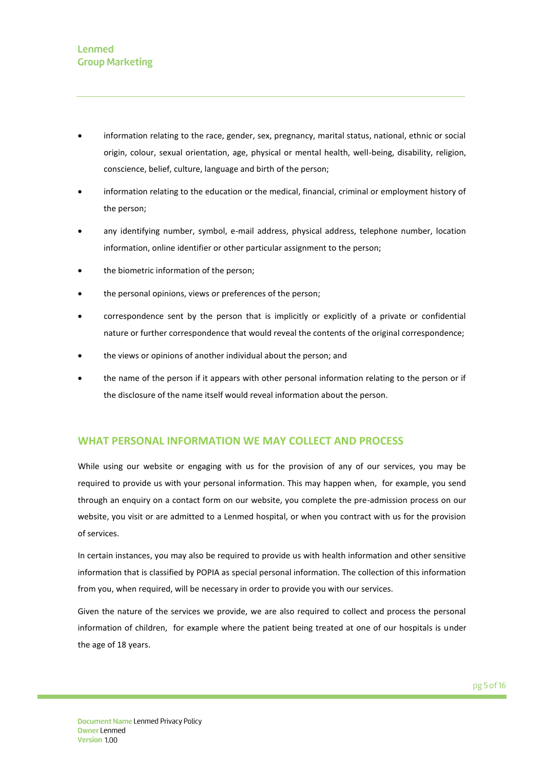- information relating to the race, gender, sex, pregnancy, marital status, national, ethnic or social origin, colour, sexual orientation, age, physical or mental health, well-being, disability, religion, conscience, belief, culture, language and birth of the person;
- information relating to the education or the medical, financial, criminal or employment history of the person;
- any identifying number, symbol, e-mail address, physical address, telephone number, location information, online identifier or other particular assignment to the person;
- the biometric information of the person;
- the personal opinions, views or preferences of the person;
- correspondence sent by the person that is implicitly or explicitly of a private or confidential nature or further correspondence that would reveal the contents of the original correspondence;
- the views or opinions of another individual about the person; and
- the name of the person if it appears with other personal information relating to the person or if the disclosure of the name itself would reveal information about the person.

## WHAT PERSONAL INFORMATION WE MAY COLLECT AND PROCESS

While using our website or engaging with us for the provision of any of our services, you may be required to provide us with your personal information. This may happen when, for example, you send through an enquiry on a contact form on our website, you complete the pre-admission process on our website, you visit or are admitted to a Lenmed hospital, or when you contract with us for the provision of services.

In certain instances, you may also be required to provide us with health information and other sensitive information that is classified by POPIA as special personal information. The collection of this information from you, when required, will be necessary in order to provide you with our services.

Given the nature of the services we provide, we are also required to collect and process the personal information of children, for example where the patient being treated at one of our hospitals is under the age of 18 years.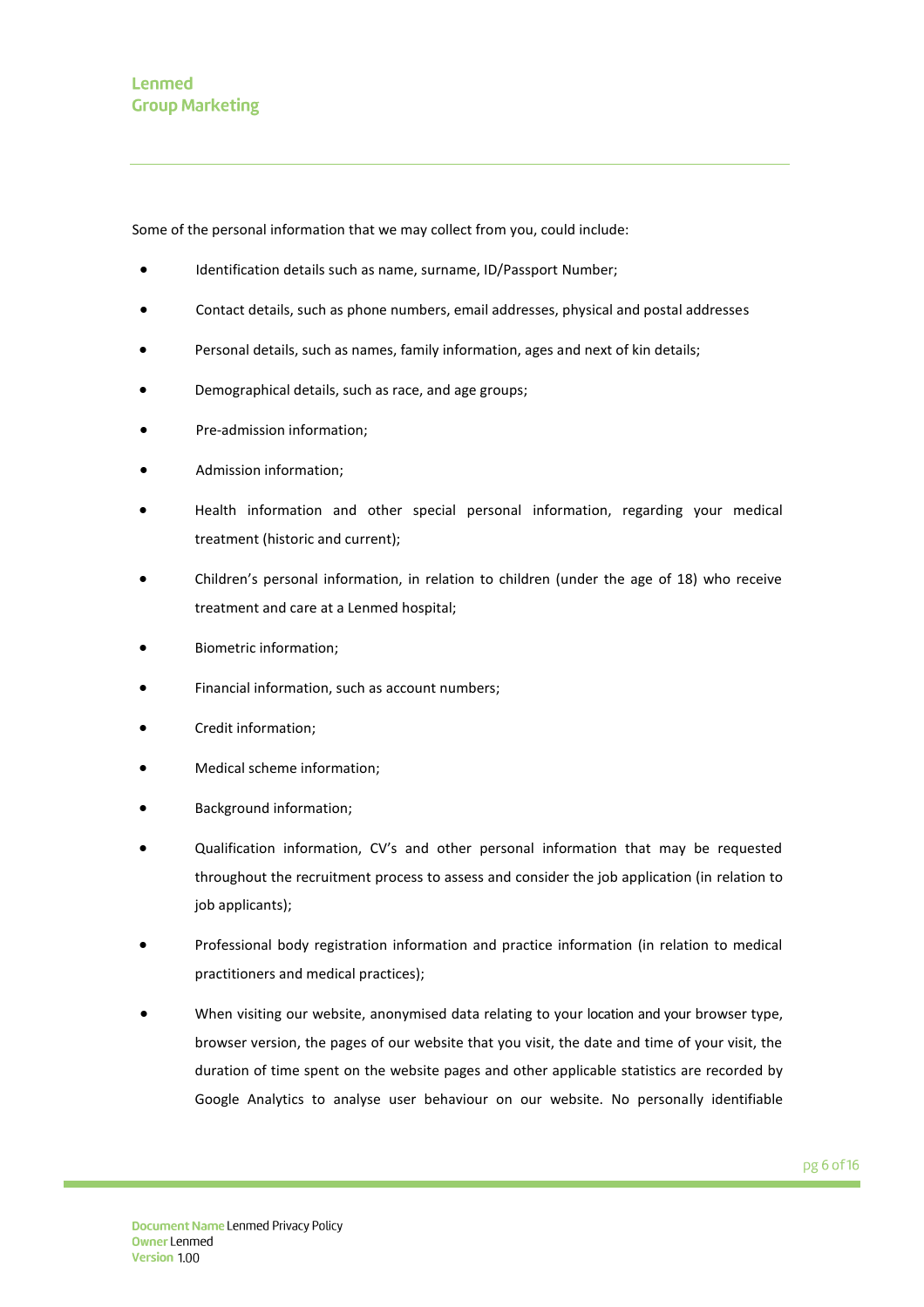Some of the personal information that we may collect from you, could include:

- Identification details such as name, surname, ID/Passport Number;
- Contact details, such as phone numbers, email addresses, physical and postal addresses
- Personal details, such as names, family information, ages and next of kin details;
- Demographical details, such as race, and age groups;
- Pre-admission information;
- Admission information;
- Health information and other special personal information, regarding your medical treatment (historic and current);
- Children's personal information, in relation to children (under the age of 18) who receive treatment and care at a Lenmed hospital;
- Biometric information;
- Financial information, such as account numbers;
- Credit information;
- Medical scheme information;
- Background information;
- Qualification information, CV's and other personal information that may be requested throughout the recruitment process to assess and consider the job application (in relation to job applicants);
- Professional body registration information and practice information (in relation to medical practitioners and medical practices);
- When visiting our website, anonymised data relating to your location and your browser type, browser version, the pages of our website that you visit, the date and time of your visit, the duration of time spent on the website pages and other applicable statistics are recorded by Google Analytics to analyse user behaviour on our website. No personally identifiable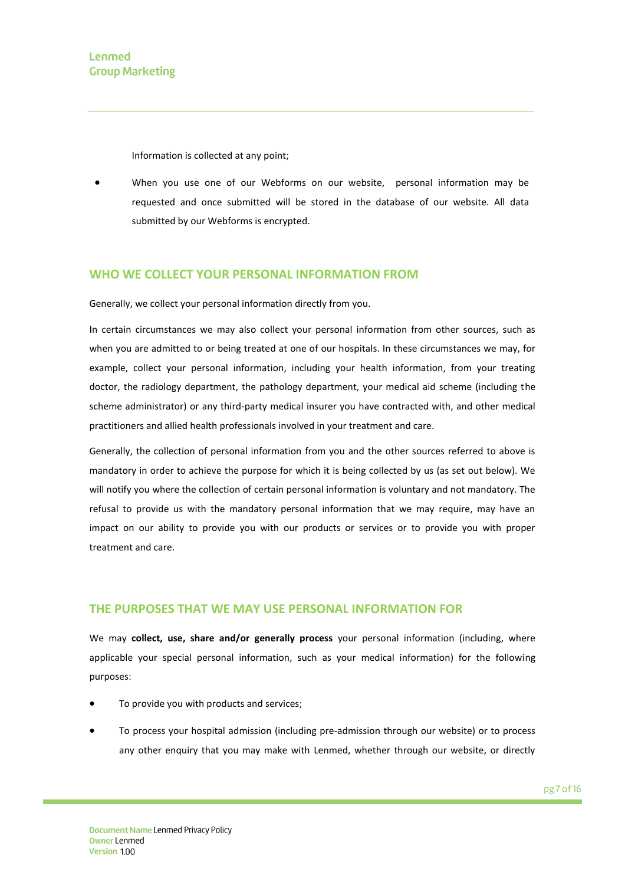Information is collected at any point;

- When you use one of our Webforms on our website, personal information may be requested and once submitted will be stored in the database of our website. All data submitted by our Webforms is encrypted.

## WHO WE COLLECT YOUR PERSONAL INFORMATION FROM

Generally, we collect your personal information directly from you.

In certain circumstances we may also collect your personal information from other sources, such as when you are admitted to or being treated at one of our hospitals. In these circumstances we may, for example, collect your personal information, including your health information, from your treating doctor, the radiology department, the pathology department, your medical aid scheme (including the scheme administrator) or any third-party medical insurer you have contracted with, and other medical practitioners and allied health professionals involved in your treatment and care.

Generally, the collection of personal information from you and the other sources referred to above is mandatory in order to achieve the purpose for which it is being collected by us (as set out below). We will notify you where the collection of certain personal information is voluntary and not mandatory. The refusal to provide us with the mandatory personal information that we may require, may have an impact on our ability to provide you with our products or services or to provide you with proper treatment and care.

## THE PURPOSES THAT WE MAY USE PERSONAL INFORMATION FOR

We may **collect, use, share and/or generally process** your personal information (including, where applicable your special personal information, such as your medical information) for the following purposes:

- To provide you with products and services;
- To process your hospital admission (including pre-admission through our website) or to process any other enquiry that you may make with Lenmed, whether through our website, or directly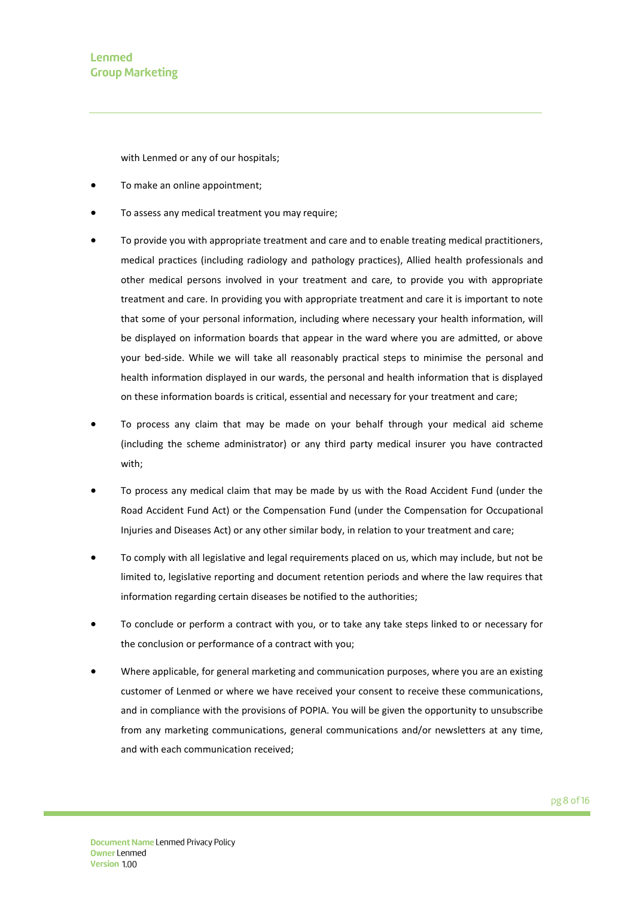with Lenmed or any of our hospitals;

- To make an online appointment;
- To assess any medical treatment you may require;
- To provide you with appropriate treatment and care and to enable treating medical practitioners, medical practices (including radiology and pathology practices), Allied health professionals and other medical persons involved in your treatment and care, to provide you with appropriate treatment and care. In providing you with appropriate treatment and care it is important to note that some of your personal information, including where necessary your health information, will be displayed on information boards that appear in the ward where you are admitted, or above your bed-side. While we will take all reasonably practical steps to minimise the personal and health information displayed in our wards, the personal and health information that is displayed on these information boards is critical, essential and necessary for your treatment and care;
- To process any claim that may be made on your behalf through your medical aid scheme (including the scheme administrator) or any third party medical insurer you have contracted with;
- To process any medical claim that may be made by us with the Road Accident Fund (under the Road Accident Fund Act) or the Compensation Fund (under the Compensation for Occupational Injuries and Diseases Act) or any other similar body, in relation to your treatment and care;
- To comply with all legislative and legal requirements placed on us, which may include, but not be limited to, legislative reporting and document retention periods and where the law requires that information regarding certain diseases be notified to the authorities;
- To conclude or perform a contract with you, or to take any take steps linked to or necessary for the conclusion or performance of a contract with you;
- Where applicable, for general marketing and communication purposes, where you are an existing customer of Lenmed or where we have received your consent to receive these communications, and in compliance with the provisions of POPIA. You will be given the opportunity to unsubscribe from any marketing communications, general communications and/or newsletters at any time, and with each communication received;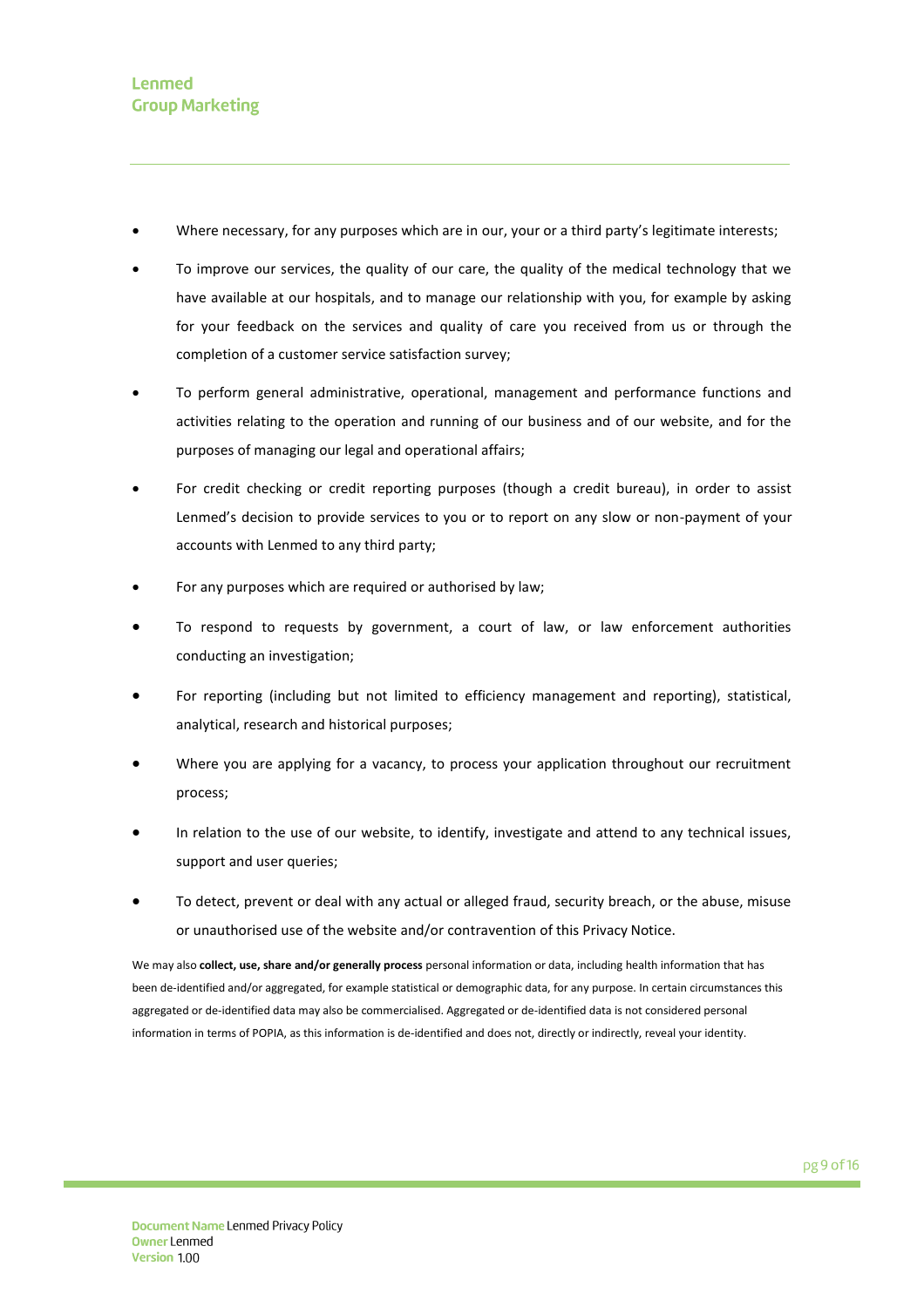- Where necessary, for any purposes which are in our, your or a third party's legitimate interests;
- To improve our services, the quality of our care, the quality of the medical technology that we have available at our hospitals, and to manage our relationship with you, for example by asking for your feedback on the services and quality of care you received from us or through the completion of a customer service satisfaction survey;
- To perform general administrative, operational, management and performance functions and activities relating to the operation and running of our business and of our website, and for the purposes of managing our legal and operational affairs;
- For credit checking or credit reporting purposes (though a credit bureau), in order to assist Lenmed's decision to provide services to you or to report on any slow or non-payment of your accounts with Lenmed to any third party;
- For any purposes which are required or authorised by law;
- To respond to requests by government, a court of law, or law enforcement authorities conducting an investigation;
- For reporting (including but not limited to efficiency management and reporting), statistical, analytical, research and historical purposes;
- Where you are applying for a vacancy, to process your application throughout our recruitment process;
- In relation to the use of our website, to identify, investigate and attend to any technical issues, support and user queries;
- To detect, prevent or deal with any actual or alleged fraud, security breach, or the abuse, misuse or unauthorised use of the website and/or contravention of this Privacy Notice.

We may also **collect, use, share and/or generally process** personal information or data, including health information that has been de-identified and/or aggregated, for example statistical or demographic data, for any purpose. In certain circumstances this aggregated or de-identified data may also be commercialised. Aggregated or de-identified data is not considered personal information in terms of POPIA, as this information is de-identified and does not, directly or indirectly, reveal your identity.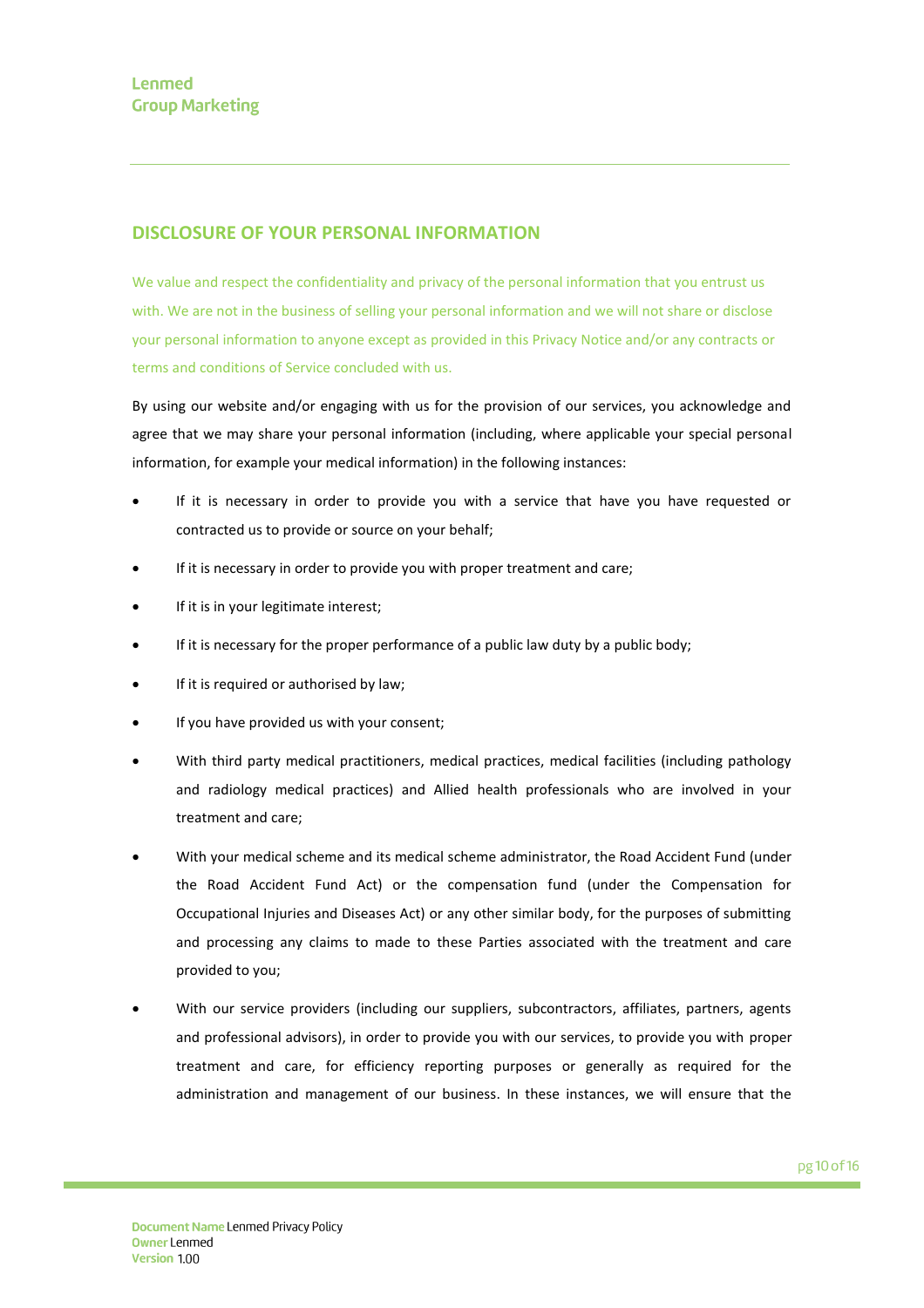## DISCLOSURE OF YOUR PERSONAL INFORMATION

We value and respect the confidentiality and privacy of the personal information that you entrust us with. We are not in the business of selling your personal information and we will not share or disclose your personal information to anyone except as provided in this Privacy Notice and/or any contracts or terms and conditions of Service concluded with us.

By using our website and/or engaging with us for the provision of our services, you acknowledge and agree that we may share your personal information (including, where applicable your special personal information, for example your medical information) in the following instances:

- If it is necessary in order to provide you with a service that have you have requested or contracted us to provide or source on your behalf;
- If it is necessary in order to provide you with proper treatment and care;
- If it is in your legitimate interest;
- If it is necessary for the proper performance of a public law duty by a public body;
- If it is required or authorised by law;
- If you have provided us with your consent;
- With third party medical practitioners, medical practices, medical facilities (including pathology and radiology medical practices) and Allied health professionals who are involved in your treatment and care;
- With your medical scheme and its medical scheme administrator, the Road Accident Fund (under the Road Accident Fund Act) or the compensation fund (under the Compensation for Occupational Injuries and Diseases Act) or any other similar body, for the purposes of submitting and processing any claims to made to these Parties associated with the treatment and care provided to you;
- With our service providers (including our suppliers, subcontractors, affiliates, partners, agents and professional advisors), in order to provide you with our services, to provide you with proper treatment and care, for efficiency reporting purposes or generally as required for the administration and management of our business. In these instances, we will ensure that the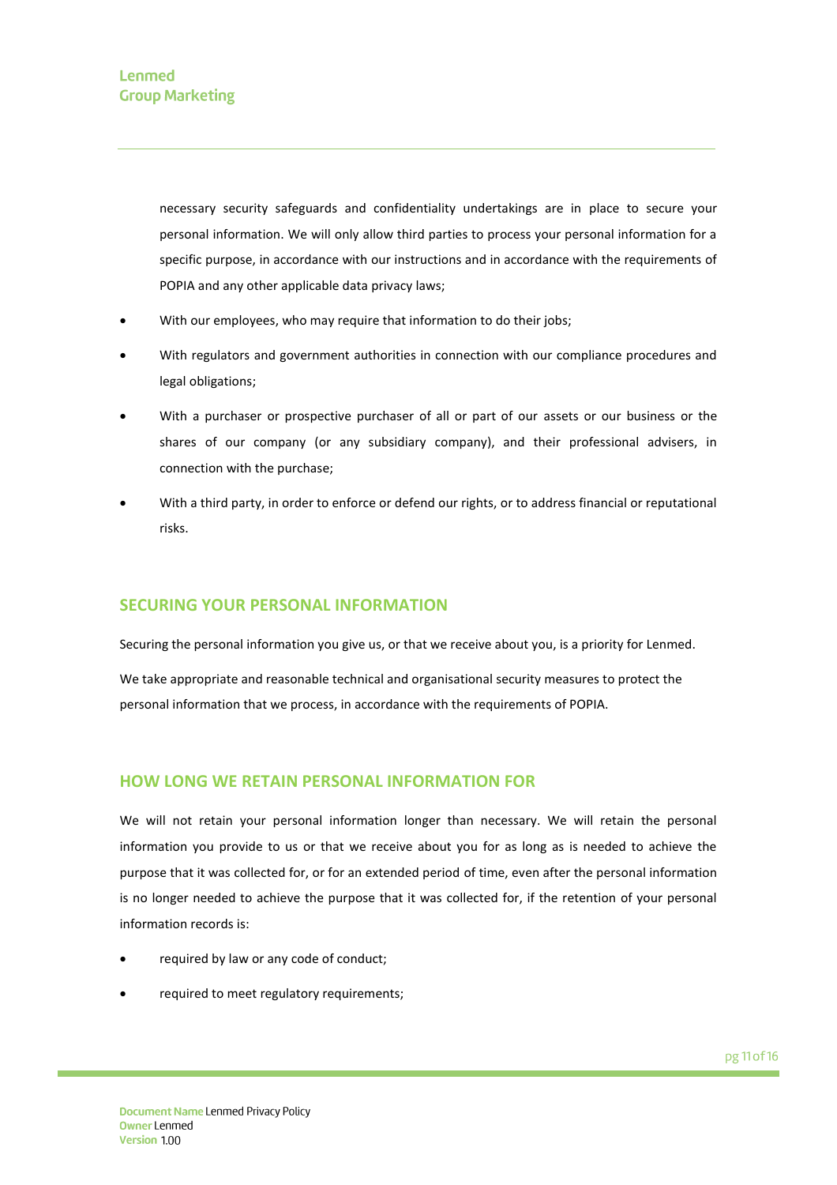necessary security safeguards and confidentiality undertakings are in place to secure your personal information. We will only allow third parties to process your personal information for a specific purpose, in accordance with our instructions and in accordance with the requirements of POPIA and any other applicable data privacy laws;

- With our employees, who may require that information to do their jobs;
- With regulators and government authorities in connection with our compliance procedures and legal obligations;
- With a purchaser or prospective purchaser of all or part of our assets or our business or the shares of our company (or any subsidiary company), and their professional advisers, in connection with the purchase;
- With a third party, in order to enforce or defend our rights, or to address financial or reputational risks.

## SECURING YOUR PERSONAL INFORMATION

Securing the personal information you give us, or that we receive about you, is a priority for Lenmed.

We take appropriate and reasonable technical and organisational security measures to protect the personal information that we process, in accordance with the requirements of POPIA.

## HOW LONG WE RETAIN PERSONAL INFORMATION FOR

We will not retain your personal information longer than necessary. We will retain the personal information you provide to us or that we receive about you for as long as is needed to achieve the purpose that it was collected for, or for an extended period of time, even after the personal information is no longer needed to achieve the purpose that it was collected for, if the retention of your personal information records is:

- required by law or any code of conduct;
- required to meet regulatory requirements;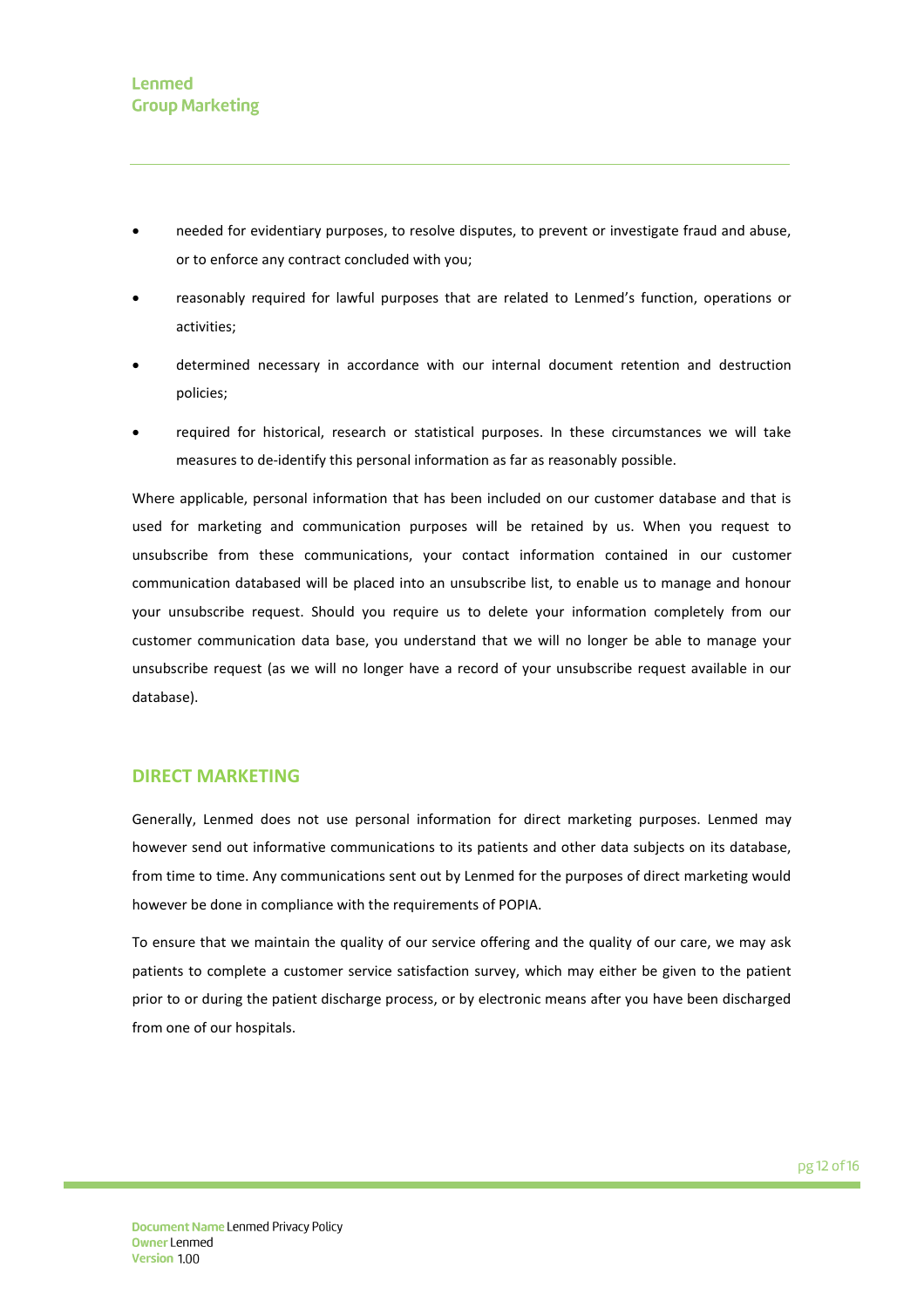- needed for evidentiary purposes, to resolve disputes, to prevent or investigate fraud and abuse, or to enforce any contract concluded with you;
- reasonably required for lawful purposes that are related to Lenmed's function, operations or activities;
- determined necessary in accordance with our internal document retention and destruction policies;
- required for historical, research or statistical purposes. In these circumstances we will take measures to de-identify this personal information as far as reasonably possible.

Where applicable, personal information that has been included on our customer database and that is used for marketing and communication purposes will be retained by us. When you request to unsubscribe from these communications, your contact information contained in our customer communication databased will be placed into an unsubscribe list, to enable us to manage and honour your unsubscribe request. Should you require us to delete your information completely from our customer communication data base, you understand that we will no longer be able to manage your unsubscribe request (as we will no longer have a record of your unsubscribe request available in our database).

## DIRECT MARKETING

Generally, Lenmed does not use personal information for direct marketing purposes. Lenmed may however send out informative communications to its patients and other data subjects on its database, from time to time. Any communications sent out by Lenmed for the purposes of direct marketing would however be done in compliance with the requirements of POPIA.

To ensure that we maintain the quality of our service offering and the quality of our care, we may ask patients to complete a customer service satisfaction survey, which may either be given to the patient prior to or during the patient discharge process, or by electronic means after you have been discharged from one of our hospitals.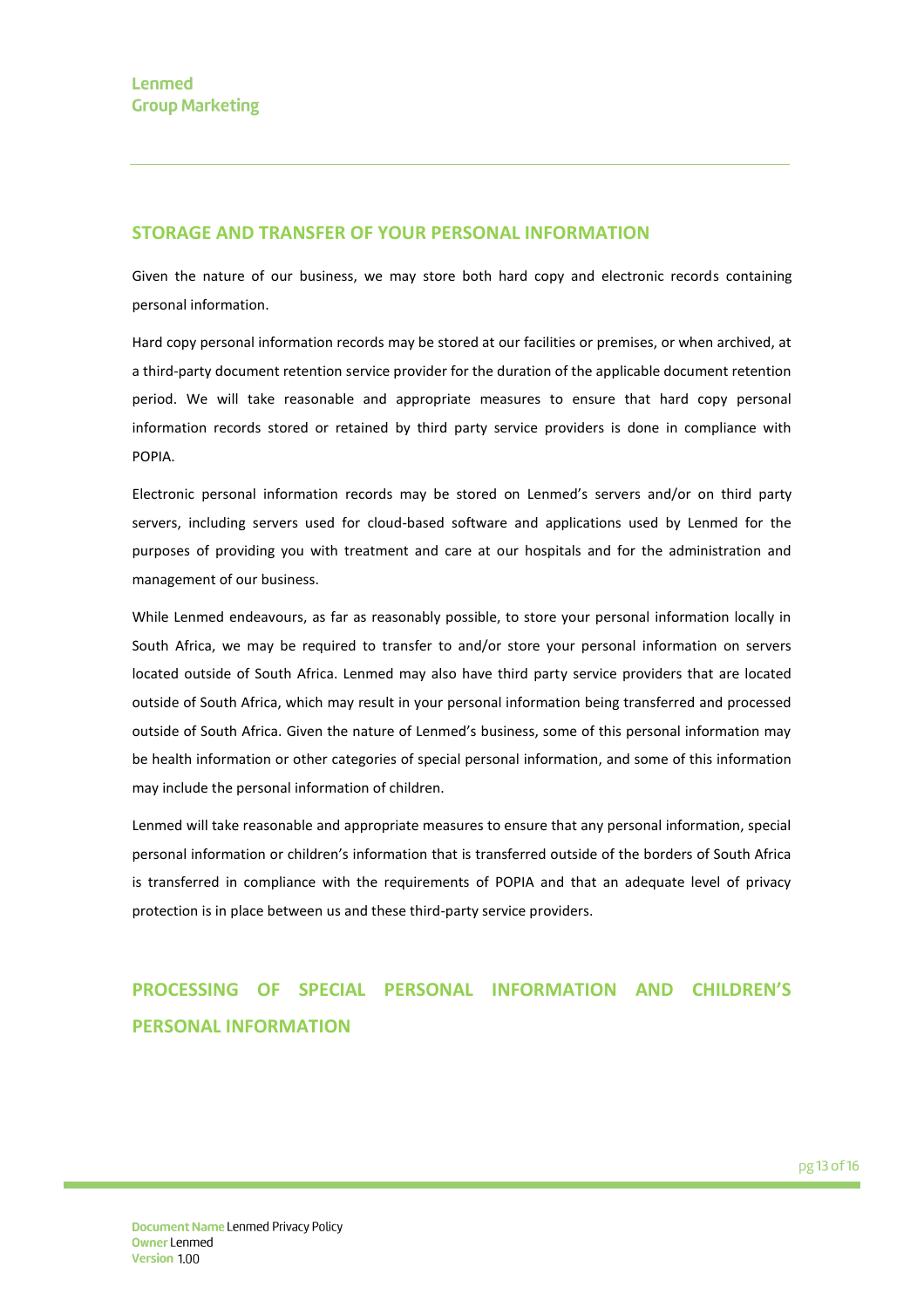## STORAGE AND TRANSFER OF YOUR PERSONAL INFORMATION

Given the nature of our business, we may store both hard copy and electronic records containing personal information.

Hard copy personal information records may be stored at our facilities or premises, or when archived, at a third-party document retention service provider for the duration of the applicable document retention period. We will take reasonable and appropriate measures to ensure that hard copy personal information records stored or retained by third party service providers is done in compliance with POPIA.

Electronic personal information records may be stored on Lenmed's servers and/or on third party servers, including servers used for cloud-based software and applications used by Lenmed for the purposes of providing you with treatment and care at our hospitals and for the administration and management of our business.

While Lenmed endeavours, as far as reasonably possible, to store your personal information locally in South Africa, we may be required to transfer to and/or store your personal information on servers located outside of South Africa. Lenmed may also have third party service providers that are located outside of South Africa, which may result in your personal information being transferred and processed outside of South Africa. Given the nature of Lenmed's business, some of this personal information may be health information or other categories of special personal information, and some of this information may include the personal information of children.

Lenmed will take reasonable and appropriate measures to ensure that any personal information, special personal information or children's information that is transferred outside of the borders of South Africa is transferred in compliance with the requirements of POPIA and that an adequate level of privacy protection is in place between us and these third-party service providers.

## PROCESSING OF SPECIAL PERSONAL INFORMATION AND CHILDREN'S PERSONAL INFORMATION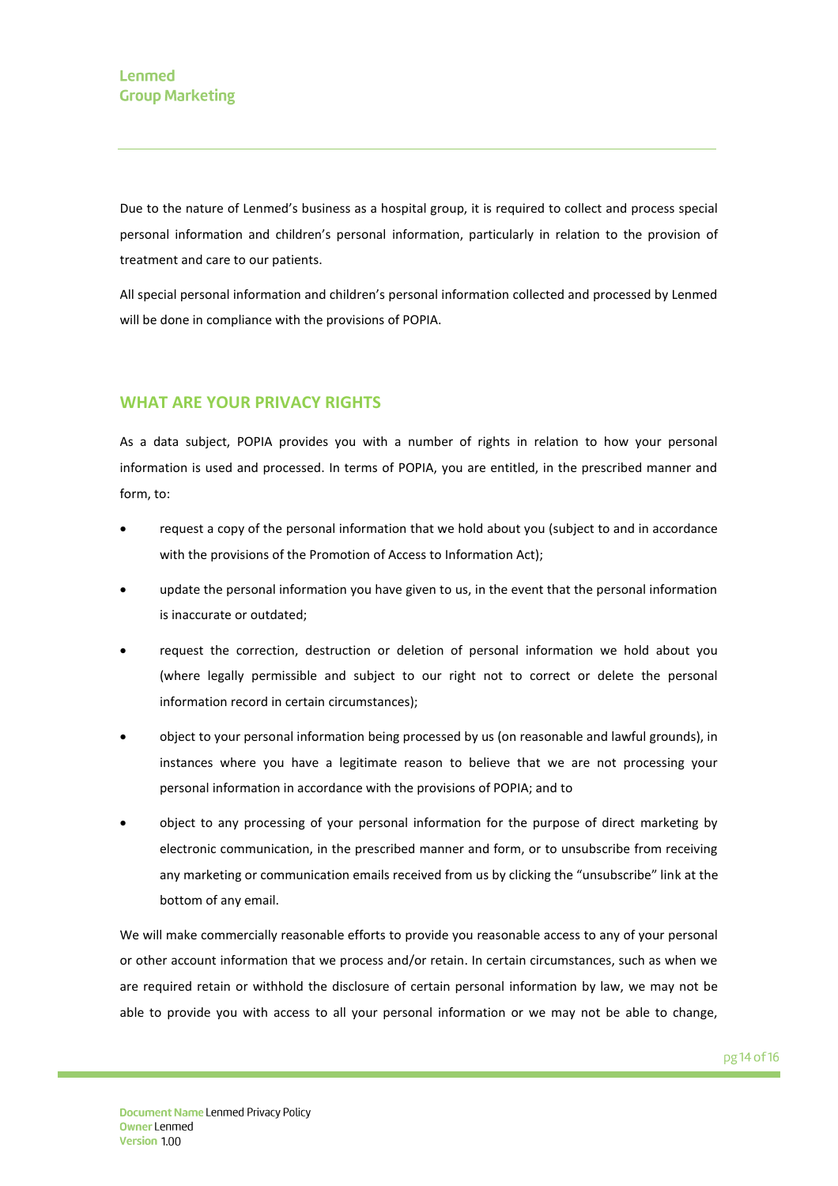Due to the nature of Lenmed's business as a hospital group, it is required to collect and process special personal information and children's personal information, particularly in relation to the provision of treatment and care to our patients.

All special personal information and children's personal information collected and processed by Lenmed will be done in compliance with the provisions of POPIA.

## WHAT ARE YOUR PRIVACY RIGHTS

As a data subject, POPIA provides you with a number of rights in relation to how your personal information is used and processed. In terms of POPIA, you are entitled, in the prescribed manner and form, to:

- request a copy of the personal information that we hold about you (subject to and in accordance with the provisions of the Promotion of Access to Information Act);
- update the personal information you have given to us, in the event that the personal information is inaccurate or outdated;
- request the correction, destruction or deletion of personal information we hold about you (where legally permissible and subject to our right not to correct or delete the personal information record in certain circumstances);
- object to your personal information being processed by us (on reasonable and lawful grounds), in instances where you have a legitimate reason to believe that we are not processing your personal information in accordance with the provisions of POPIA; and to
- object to any processing of your personal information for the purpose of direct marketing by electronic communication, in the prescribed manner and form, or to unsubscribe from receiving any marketing or communication emails received from us by clicking the "unsubscribe" link at the bottom of any email.

We will make commercially reasonable efforts to provide you reasonable access to any of your personal or other account information that we process and/or retain. In certain circumstances, such as when we are required retain or withhold the disclosure of certain personal information by law, we may not be able to provide you with access to all your personal information or we may not be able to change,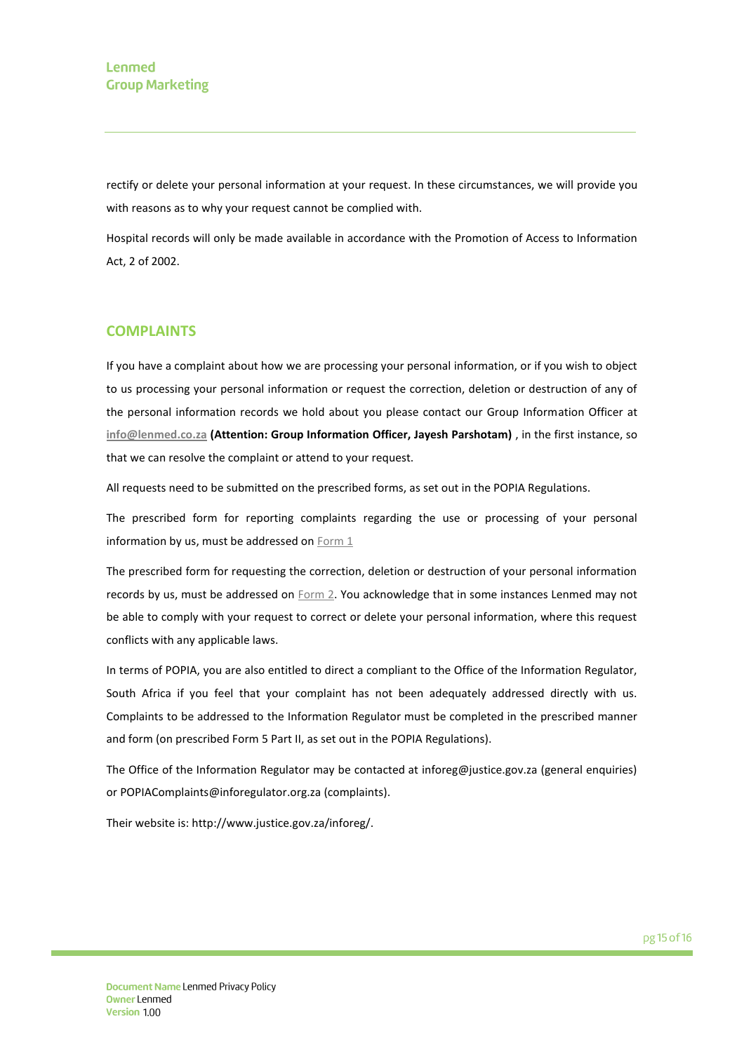rectify or delete your personal information at your request. In these circumstances, we will provide you with reasons as to why your request cannot be complied with.

Hospital records will only be made available in accordance with the Promotion of Access to Information Act, 2 of 2002.

## COMPLAINTS

If you have a complaint about how we are processing your personal information, or if you wish to object to us processing your personal information or request the correction, deletion or destruction of any of the personal information records we hold about you please contact our Group Information Officer at info@lenmed.co.za **(Attention: Group Information Officer, Jayesh Parshotam)** , in the first instance, so that we can resolve the complaint or attend to your request.

All requests need to be submitted on the prescribed forms, as set out in the POPIA Regulations.

The prescribed form for reporting complaints regarding the use or processing of your personal information by us, must be addressed on Form 1

The prescribed form for requesting the correction, deletion or destruction of your personal information records by us, must be addressed on Form 2. You acknowledge that in some instances Lenmed may not be able to comply with your request to correct or delete your personal information, where this request conflicts with any applicable laws.

In terms of POPIA, you are also entitled to direct a compliant to the Office of the Information Regulator, South Africa if you feel that your complaint has not been adequately addressed directly with us. Complaints to be addressed to the Information Regulator must be completed in the prescribed manner and form (on prescribed Form 5 Part II, as set out in the POPIA Regulations).

The Office of the Information Regulator may be contacted at inforeg@justice.gov.za (general enquiries) or POPIAComplaints@inforegulator.org.za (complaints).

Their website is: http://www.justice.gov.za/inforeg/.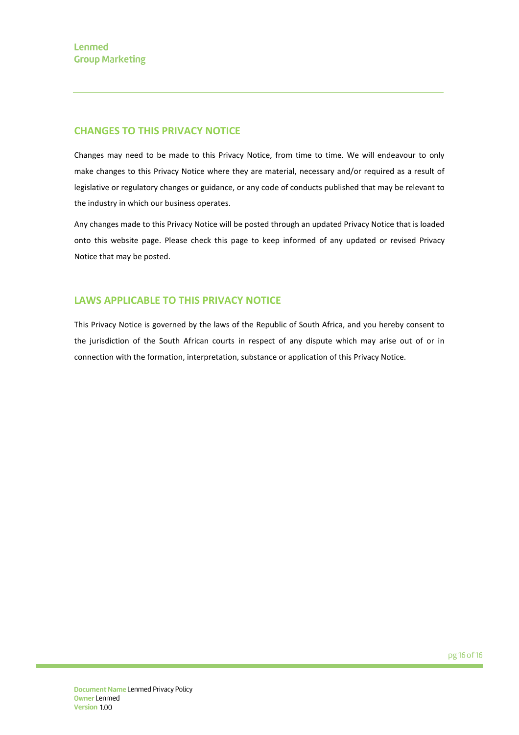## CHANGES TO THIS PRIVACY NOTICE

Changes may need to be made to this Privacy Notice, from time to time. We will endeavour to only make changes to this Privacy Notice where they are material, necessary and/or required as a result of legislative or regulatory changes or guidance, or any code of conducts published that may be relevant to the industry in which our business operates.

Any changes made to this Privacy Notice will be posted through an updated Privacy Notice that is loaded onto this website page. Please check this page to keep informed of any updated or revised Privacy Notice that may be posted.

## LAWS APPLICABLE TO THIS PRIVACY NOTICE

This Privacy Notice is governed by the laws of the Republic of South Africa, and you hereby consent to the jurisdiction of the South African courts in respect of any dispute which may arise out of or in connection with the formation, interpretation, substance or application of this Privacy Notice.